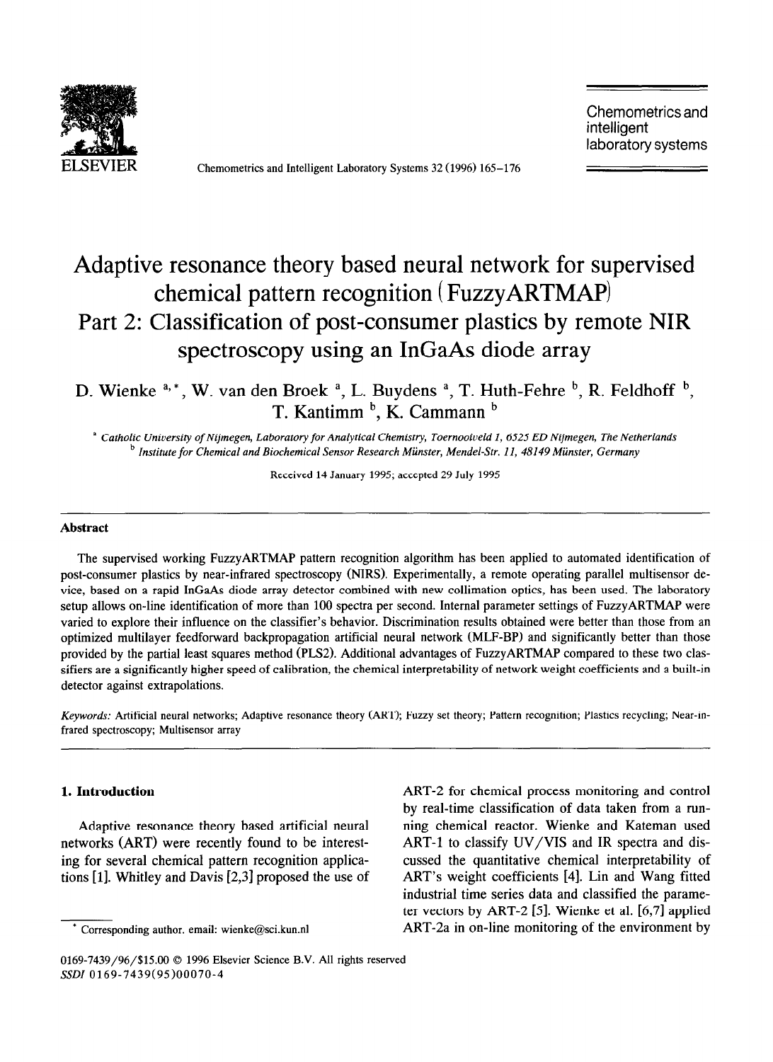# Adaptive resonance theory based neural network for supervised chemical pattern recognition (FuzzyARTMAP) Part 2: Classification of post-consumer plastics by remote NIR spectroscopy using an InGaAs diode array

D. Wienke [a,*], W. van den Broek [a], L. Buydens [a], T. Huth-Fehre [b], R. Feldhoff [b], T. Kantimm [b], K. Cammann [b]

[a] *Catholic University of Nijmegen, Laboratory for Analytical Chemistry, Toernooiveld 1, 6525 ED Nijmegen, The Netherlands*

[b] *Institute for Chemical and Biochemical Sensor Research Münster, Mendel-Str. 11, 48149 Münster, Germany*

Received 14 January 1995; accepted 29 July 1995

## Abstract

The supervised working FuzzyARTMAP pattern recognition algorithm has been applied to automated identification of post-consumer plastics by near-infrared spectroscopy (NIRS). Experimentally, a remote operating parallel multisensor device, based on a rapid InGaAs diode array detector combined with new collimation optics, has been used. The laboratory setup allows on-line identification of more than 100 spectra per second. Internal parameter settings of FuzzyARTMAP were varied to explore their influence on the classifier's behavior. Discrimination results obtained were better than those from an optimized multilayer feedforward backpropagation artificial neural network (MLF-BP) and significantly better than those provided by the partial least squares method (PLS2). Additional advantages of FuzzyARTMAP compared to these two classifiers are a significantly higher speed of calibration, the chemical interpretability of network weight coefficients and a built-in detector against extrapolations.

*Keywords:* Artificial neural networks; Adaptive resonance theory (ART); Fuzzy set theory; Pattern recognition; Plastics recycling; Near-infrared spectroscopy; Multisensor array

## 1. Introduction

Adaptive resonance theory based artificial neural networks (ART) were recently found to be interesting for several chemical pattern recognition applications [1]. Whitley and Davis [2,3] proposed the use of ART-2 for chemical process monitoring and control by real-time classification of data taken from a running chemical reactor. Wienke and Kateman used ART-1 to classify UV/VIS and IR spectra and discussed the quantitative chemical interpretability of ART's weight coefficients [4]. Lin and Wang fitted industrial time series data and classified the parameter vectors by ART-2 [5]. Wienke et al. [6,7] applied ART-2a in on-line monitoring of the environment by

* Corresponding author. email: wienke@sci.kun.nl

0169-7439/96/$15.00 © 1996 Elsevier Science B.V. All rights reserved
SSDI 0169-7439(95)00070-4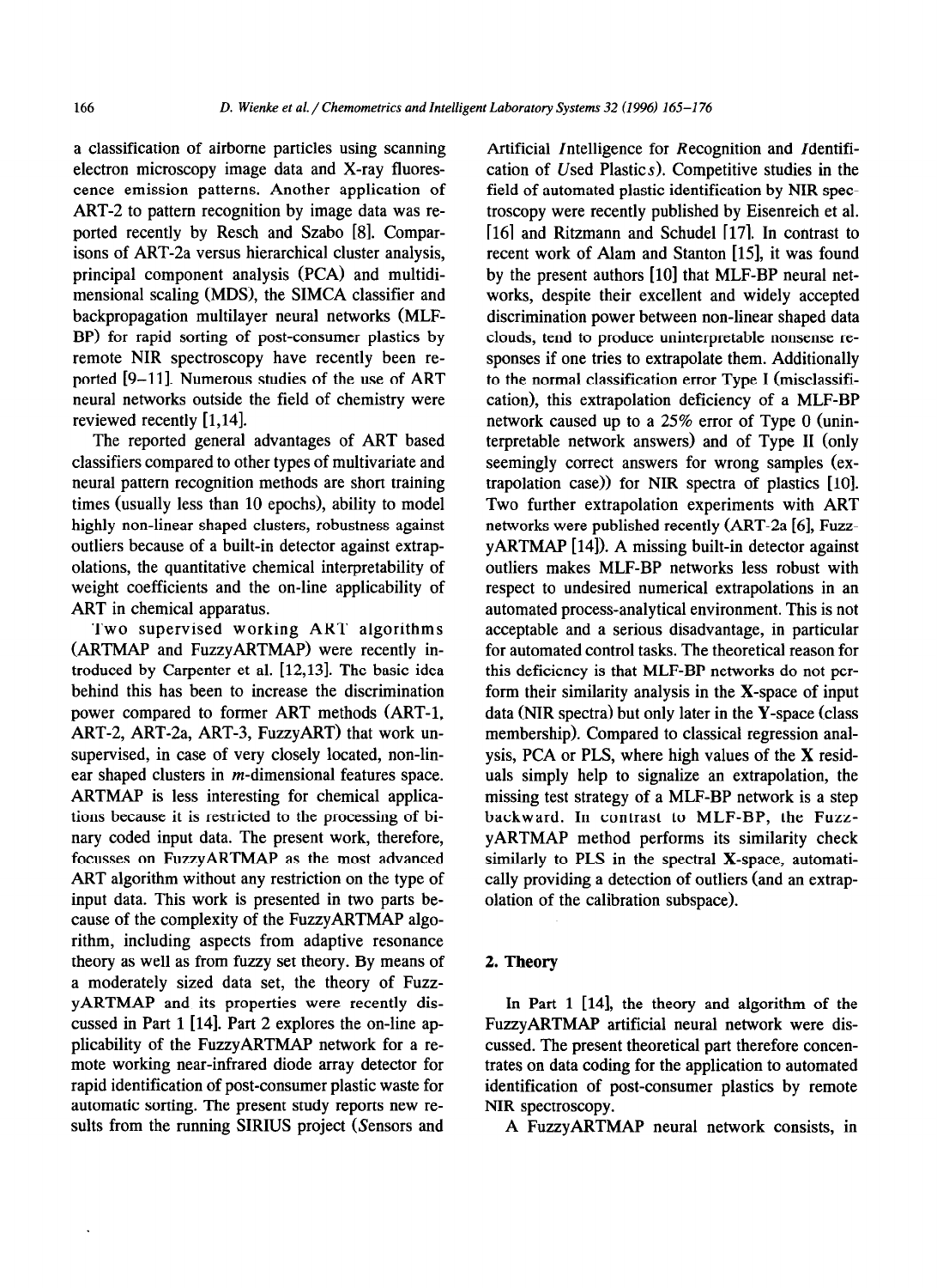a classification of airborne particles using scanning electron microscopy image data and X-ray fluorescence emission patterns. Another application of ART-2 to pattern recognition by image data was reported recently by Resch and Szabo [8]. Comparisons of ART-2a versus hierarchical cluster analysis, principal component analysis (PCA) and multidimensional scaling (MDS), the SIMCA classifier and backpropagation multilayer neural networks (MLF-BP) for rapid sorting of post-consumer plastics by remote NIR spectroscopy have recently been reported [9–11]. Numerous studies of the use of ART neural networks outside the field of chemistry were reviewed recently [1,14].

The reported general advantages of ART based classifiers compared to other types of multivariate and neural pattern recognition methods are short training times (usually less than 10 epochs), ability to model highly non-linear shaped clusters, robustness against outliers because of a built-in detector against extrapolations, the quantitative chemical interpretability of weight coefficients and the on-line applicability of ART in chemical apparatus.

Two supervised working ART algorithms (ARTMAP and FuzzyARTMAP) were recently introduced by Carpenter et al. [12,13]. The basic idea behind this has been to increase the discrimination power compared to former ART methods (ART-1, ART-2, ART-2a, ART-3, FuzzyART) that work unsupervised, in case of very closely located, non-linear shaped clusters in $m$-dimensional features space. ARTMAP is less interesting for chemical applications because it is restricted to the processing of binary coded input data. The present work, therefore, focusses on FuzzyARTMAP as the most advanced ART algorithm without any restriction on the type of input data. This work is presented in two parts because of the complexity of the FuzzyARTMAP algorithm, including aspects from adaptive resonance theory as well as from fuzzy set theory. By means of a moderately sized data set, the theory of FuzzyARTMAP and its properties were recently discussed in Part 1 [14]. Part 2 explores the on-line applicability of the FuzzyARTMAP network for a remote working near-infrared diode array detector for rapid identification of post-consumer plastic waste for automatic sorting. The present study reports new results from the running SIRIUS project (*S*ensors and Artificial *I*ntelligence for *R*ecognition and *I*dentification of *U*sed Plastic*s*). Competitive studies in the field of automated plastic identification by NIR spectroscopy were recently published by Eisenreich et al. [16] and Ritzmann and Schudel [17]. In contrast to recent work of Alam and Stanton [15], it was found by the present authors [10] that MLF-BP neural networks, despite their excellent and widely accepted discrimination power between non-linear shaped data clouds, tend to produce uninterpretable nonsense responses if one tries to extrapolate them. Additionally to the normal classification error Type I (misclassification), this extrapolation deficiency of a MLF-BP network caused up to a 25% error of Type 0 (uninterpretable network answers) and of Type II (only seemingly correct answers for wrong samples (extrapolation case)) for NIR spectra of plastics [10]. Two further extrapolation experiments with ART networks were published recently (ART-2a [6], FuzzyARTMAP [14]). A missing built-in detector against outliers makes MLF-BP networks less robust with respect to undesired numerical extrapolations in an automated process-analytical environment. This is not acceptable and a serious disadvantage, in particular for automated control tasks. The theoretical reason for this deficiency is that MLF-BP networks do not perform their similarity analysis in the **X**-space of input data (NIR spectra) but only later in the **Y**-space (class membership). Compared to classical regression analysis, PCA or PLS, where high values of the **X** residuals simply help to signalize an extrapolation, the missing test strategy of a MLF-BP network is a step backward. In contrast to MLF-BP, the FuzzyARTMAP method performs its similarity check similarly to PLS in the spectral **X**-space, automatically providing a detection of outliers (and an extrapolation of the calibration subspace).

## 2. Theory

In Part 1 [14], the theory and algorithm of the FuzzyARTMAP artificial neural network were discussed. The present theoretical part therefore concentrates on data coding for the application to automated identification of post-consumer plastics by remote NIR spectroscopy.

A FuzzyARTMAP neural network consists, in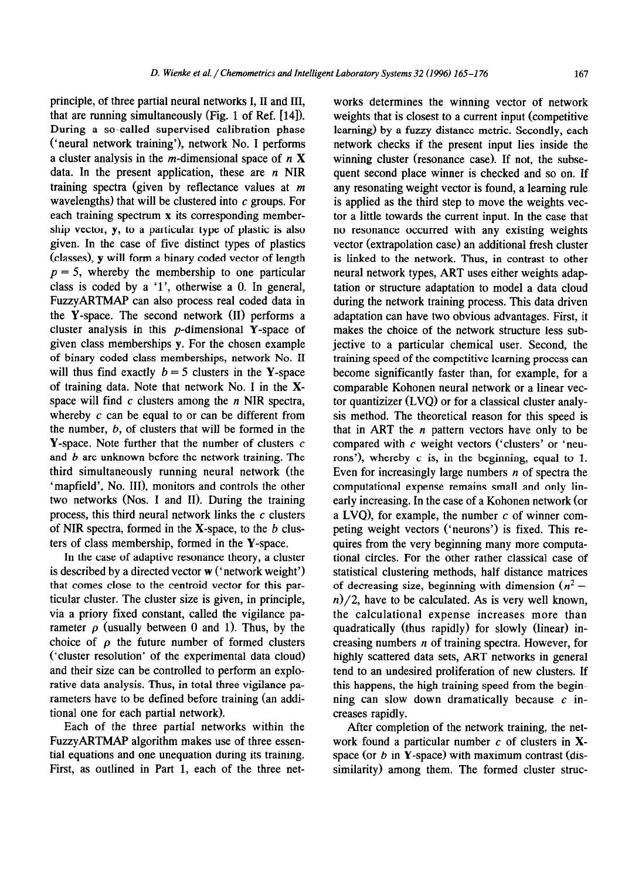principle, of three partial neural networks I, II and III, that are running simultaneously (Fig. 1 of Ref. [14]). During a so-called supervised calibration phase ('neural network training'), network No. I performs a cluster analysis in the $m$-dimensional space of $n$ **X** data. In the present application, these are $n$ NIR training spectra (given by reflectance values at $m$ wavelengths) that will be clustered into $c$ groups. For each training spectrum **x** its corresponding membership vector, **y**, to a particular type of plastic is also given. In the case of five distinct types of plastics (classes), **y** will form a binary coded vector of length $p = 5$, whereby the membership to one particular class is coded by a '1', otherwise a 0. In general, FuzzyARTMAP can also process real coded data in the **Y**-space. The second network (II) performs a cluster analysis in this $p$-dimensional **Y**-space of given class memberships **y**. For the chosen example of binary coded class memberships, network No. II will thus find exactly $b = 5$ clusters in the **Y**-space of training data. Note that network No. I in the **X**-space will find $c$ clusters among the $n$ NIR spectra, whereby $c$ can be equal to or can be different from the number, $b$, of clusters that will be formed in the **Y**-space. Note further that the number of clusters $c$ and $b$ are unknown before the network training. The third simultaneously running neural network (the 'mapfield', No. III), monitors and controls the other two networks (Nos. I and II). During the training process, this third neural network links the $c$ clusters of NIR spectra, formed in the **X**-space, to the $b$ clusters of class membership, formed in the **Y**-space.

In the case of adaptive resonance theory, a cluster is described by a directed vector **w** ('network weight') that comes close to the centroid vector for this particular cluster. The cluster size is given, in principle, via a priory fixed constant, called the vigilance parameter $\rho$ (usually between 0 and 1). Thus, by the choice of $\rho$ the future number of formed clusters ('cluster resolution' of the experimental data cloud) and their size can be controlled to perform an explorative data analysis. Thus, in total three vigilance parameters have to be defined before training (an additional one for each partial network).

Each of the three partial networks within the FuzzyARTMAP algorithm makes use of three essential equations and one unequation during its training. First, as outlined in Part 1, each of the three networks determines the winning vector of network weights that is closest to a current input (competitive learning) by a fuzzy distance metric. Secondly, each network checks if the present input lies inside the winning cluster (resonance case). If not, the subsequent second place winner is checked and so on. If any resonating weight vector is found, a learning rule is applied as the third step to move the weights vector a little towards the current input. In the case that no resonance occurred with any existing weights vector (extrapolation case) an additional fresh cluster is linked to the network. Thus, in contrast to other neural network types, ART uses either weights adaptation or structure adaptation to model a data cloud during the network training process. This data driven adaptation can have two obvious advantages. First, it makes the choice of the network structure less subjective to a particular chemical user. Second, the training speed of the competitive learning process can become significantly faster than, for example, for a comparable Kohonen neural network or a linear vector quantizizer (LVQ) or for a classical cluster analysis method. The theoretical reason for this speed is that in ART the $n$ pattern vectors have only to be compared with $c$ weight vectors ('clusters' or 'neurons'), whereby $c$ is, in the beginning, equal to 1. Even for increasingly large numbers $n$ of spectra the computational expense remains small and only linearly increasing. In the case of a Kohonen network (or a LVQ), for example, the number $c$ of winner competing weight vectors ('neurons') is fixed. This requires from the very beginning many more computational circles. For the other rather classical case of statistical clustering methods, half distance matrices of decreasing size, beginning with dimension $(n^2 - n)/2$, have to be calculated. As is very well known, the calculational expense increases more than quadratically (thus rapidly) for slowly (linear) increasing numbers $n$ of training spectra. However, for highly scattered data sets, ART networks in general tend to an undesired proliferation of new clusters. If this happens, the high training speed from the beginning can slow down dramatically because $c$ increases rapidly.

After completion of the network training, the network found a particular number $c$ of clusters in **X**-space (or $b$ in **Y**-space) with maximum contrast (dissimilarity) among them. The formed cluster struc-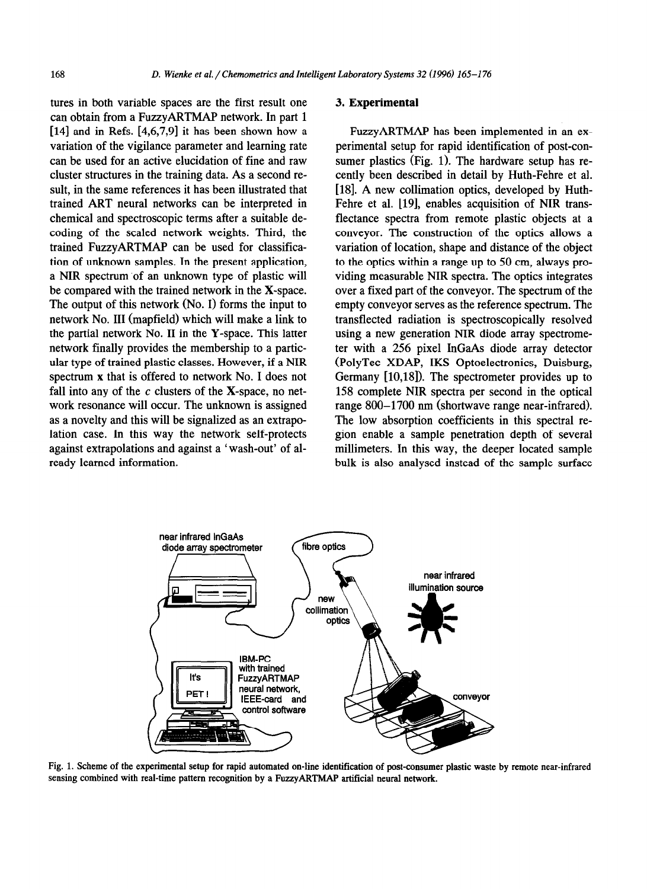tures in both variable spaces are the first result one can obtain from a FuzzyARTMAP network. In part 1 [14] and in Refs. [4,6,7,9] it has been shown how a variation of the vigilance parameter and learning rate can be used for an active elucidation of fine and raw cluster structures in the training data. As a second result, in the same references it has been illustrated that trained ART neural networks can be interpreted in chemical and spectroscopic terms after a suitable decoding of the scaled network weights. Third, the trained FuzzyARTMAP can be used for classification of unknown samples. In the present application, a NIR spectrum of an unknown type of plastic will be compared with the trained network in the **X**-space. The output of this network (No. I) forms the input to network No. III (mapfield) which will make a link to the partial network No. II in the **Y**-space. This latter network finally provides the membership to a particular type of trained plastic classes. However, if a NIR spectrum **x** that is offered to network No. I does not fall into any of the $c$ clusters of the **X**-space, no network resonance will occur. The unknown is assigned as a novelty and this will be signalized as an extrapolation case. In this way the network self-protects against extrapolations and against a 'wash-out' of already learned information.

## 3. Experimental

FuzzyARTMAP has been implemented in an experimental setup for rapid identification of post-consumer plastics (Fig. 1). The hardware setup has recently been described in detail by Huth-Fehre et al. [18]. A new collimation optics, developed by Huth-Fehre et al. [19], enables acquisition of NIR transflectance spectra from remote plastic objects at a conveyor. The construction of the optics allows a variation of location, shape and distance of the object to the optics within a range up to 50 cm, always providing measurable NIR spectra. The optics integrates over a fixed part of the conveyor. The spectrum of the empty conveyor serves as the reference spectrum. The transflected radiation is spectroscopically resolved using a new generation NIR diode array spectrometer with a 256 pixel InGaAs diode array detector (PolyTec XDAP, IKS Optoelectronics, Duisburg, Germany [10,18]). The spectrometer provides up to 158 complete NIR spectra per second in the optical range 800–1700 nm (shortwave range near-infrared). The low absorption coefficients in this spectral region enable a sample penetration depth of several millimeters. In this way, the deeper located sample bulk is also analysed instead of the sample surface

Fig. 1. Scheme of the experimental setup for rapid automated on-line identification of post-consumer plastic waste by remote near-infrared sensing combined with real-time pattern recognition by a FuzzyARTMAP artificial neural network.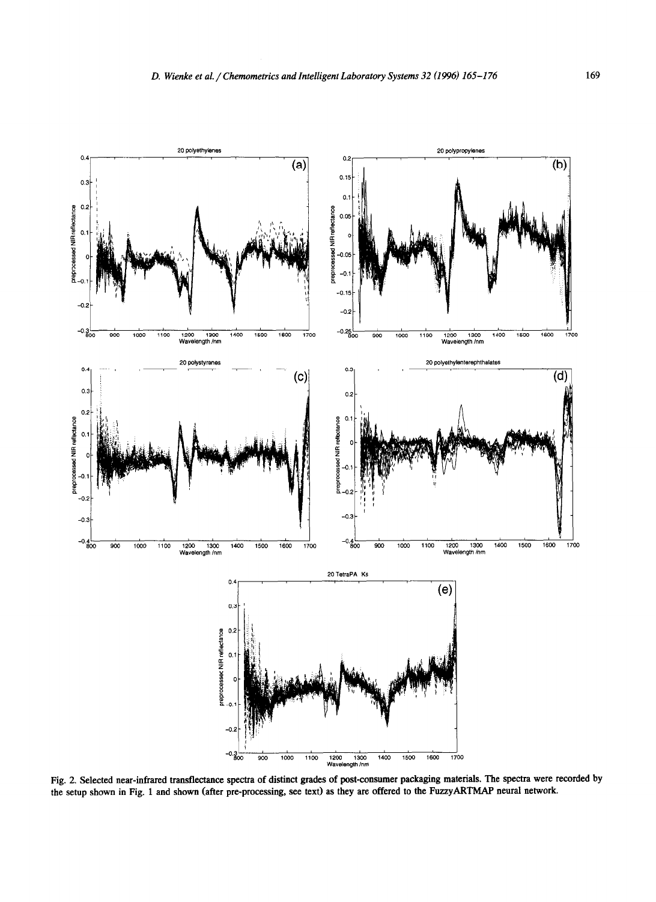Fig. 2. Selected near-infrared transflectance spectra of distinct grades of post-consumer packaging materials. The spectra were recorded by the setup shown in Fig. 1 and shown (after pre-processing, see text) as they are offered to the FuzzyARTMAP neural network.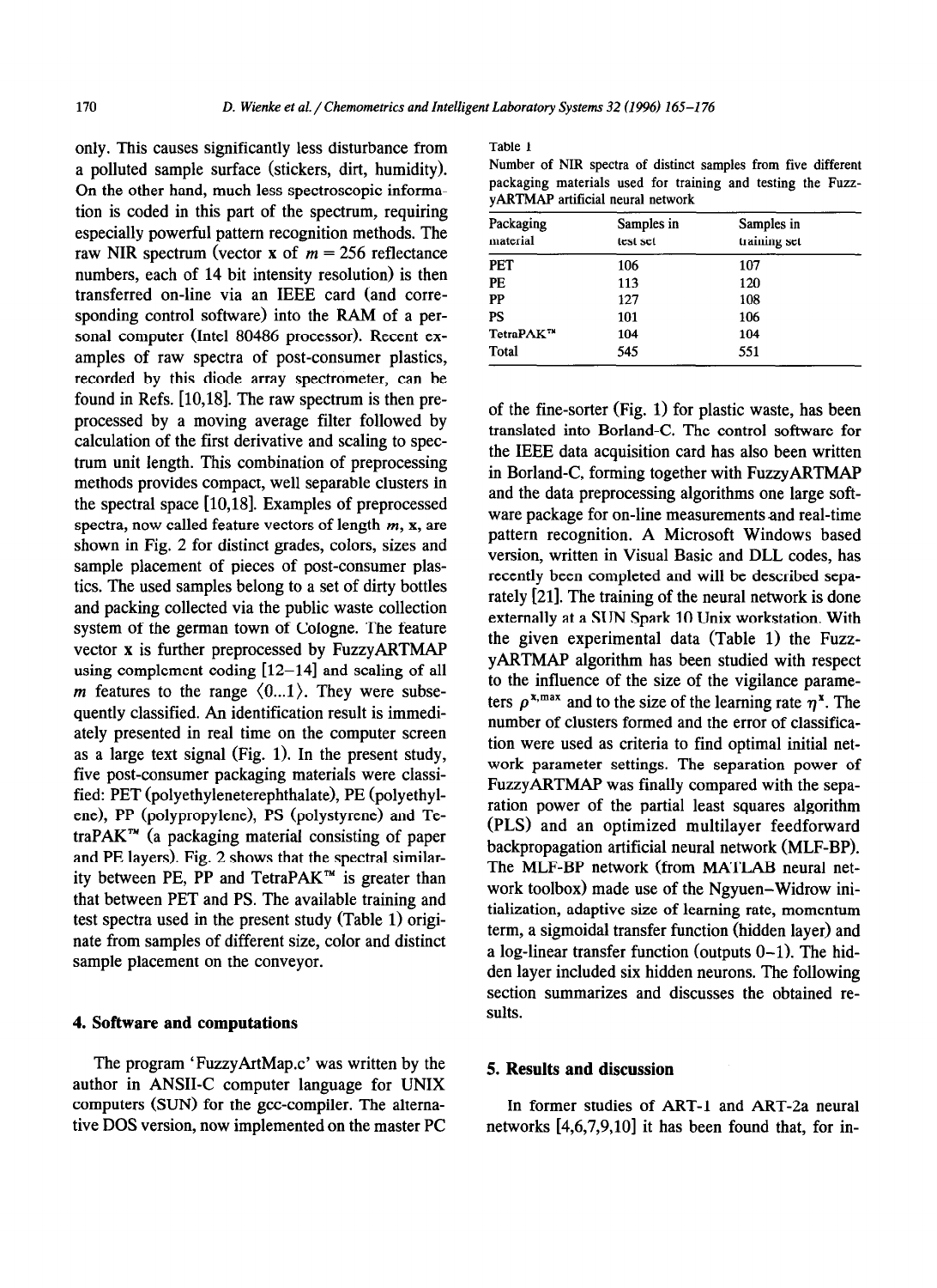only. This causes significantly less disturbance from a polluted sample surface (stickers, dirt, humidity). On the other hand, much less spectroscopic information is coded in this part of the spectrum, requiring especially powerful pattern recognition methods. The raw NIR spectrum (vector **x** of $m = 256$ reflectance numbers, each of 14 bit intensity resolution) is then transferred on-line via an IEEE card (and corresponding control software) into the RAM of a personal computer (Intel 80486 processor). Recent examples of raw spectra of post-consumer plastics, recorded by this diode array spectrometer, can be found in Refs. [10,18]. The raw spectrum is then preprocessed by a moving average filter followed by calculation of the first derivative and scaling to spectrum unit length. This combination of preprocessing methods provides compact, well separable clusters in the spectral space [10,18]. Examples of preprocessed spectra, now called feature vectors of length $m$, **x**, are shown in Fig. 2 for distinct grades, colors, sizes and sample placement of pieces of post-consumer plastics. The used samples belong to a set of dirty bottles and packing collected via the public waste collection system of the german town of Cologne. The feature vector **x** is further preprocessed by FuzzyARTMAP using complement coding [12–14] and scaling of all $m$ features to the range ⟨0...1⟩. They were subsequently classified. An identification result is immediately presented in real time on the computer screen as a large text signal (Fig. 1). In the present study, five post-consumer packaging materials were classified: PET (polyethyleneterephthalate), PE (polyethylene), PP (polypropylene), PS (polystyrene) and TetraPAK™ (a packaging material consisting of paper and PE layers). Fig. 2 shows that the spectral similarity between PE, PP and TetraPAK™ is greater than that between PET and PS. The available training and test spectra used in the present study (Table 1) originate from samples of different size, color and distinct sample placement on the conveyor.

Table 1
Number of NIR spectra of distinct samples from five different packaging materials used for training and testing the FuzzyARTMAP artificial neural network

| Packaging material | Samples in test set | Samples in training set |
|---|---|---|
| PET | 106 | 107 |
| PE | 113 | 120 |
| PP | 127 | 108 |
| PS | 101 | 106 |
| TetraPAK™ | 104 | 104 |
| Total | 545 | 551 |

## 4. Software and computations

The program 'FuzzyArtMap.c' was written by the author in ANSII-C computer language for UNIX computers (SUN) for the gcc-compiler. The alternative DOS version, now implemented on the master PC of the fine-sorter (Fig. 1) for plastic waste, has been translated into Borland-C. The control software for the IEEE data acquisition card has also been written in Borland-C, forming together with FuzzyARTMAP and the data preprocessing algorithms one large software package for on-line measurements and real-time pattern recognition. A Microsoft Windows based version, written in Visual Basic and DLL codes, has recently been completed and will be described separately [21]. The training of the neural network is done externally at a SUN Spark 10 Unix workstation. With the given experimental data (Table 1) the FuzzyARTMAP algorithm has been studied with respect to the influence of the size of the vigilance parameters $\rho^{x,\max}$ and to the size of the learning rate $\eta^{x}$. The number of clusters formed and the error of classification were used as criteria to find optimal initial network parameter settings. The separation power of FuzzyARTMAP was finally compared with the separation power of the partial least squares algorithm (PLS) and an optimized multilayer feedforward backpropagation artificial neural network (MLF-BP). The MLF-BP network (from MATLAB neural network toolbox) made use of the Ngyuen–Widrow initialization, adaptive size of learning rate, momentum term, a sigmoidal transfer function (hidden layer) and a log-linear transfer function (outputs 0–1). The hidden layer included six hidden neurons. The following section summarizes and discusses the obtained results.

## 5. Results and discussion

In former studies of ART-1 and ART-2a neural networks [4,6,7,9,10] it has been found that, for in-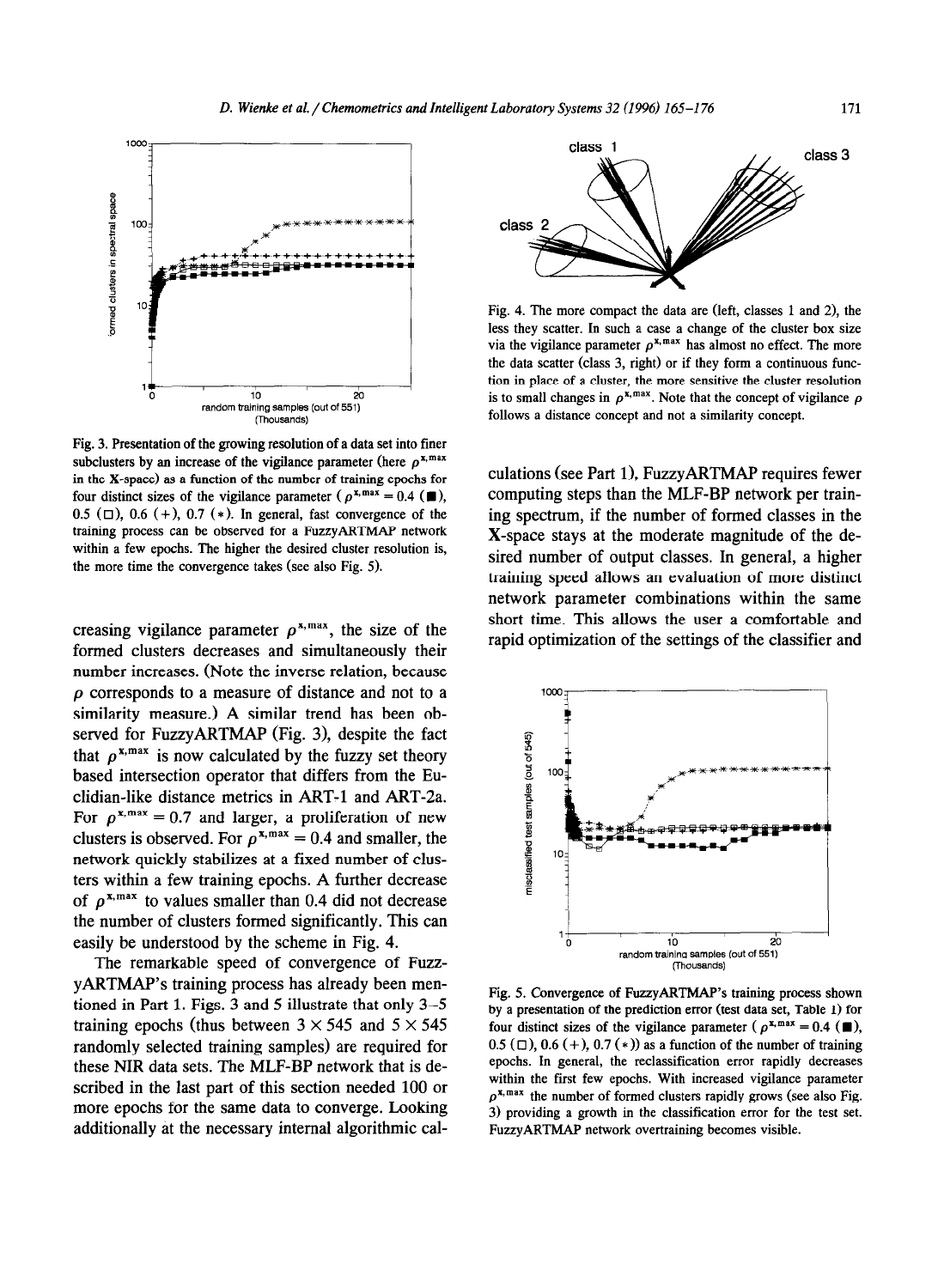Fig. 3. Presentation of the growing resolution of a data set into finer subclusters by an increase of the vigilance parameter (here $\rho^{x,max}$ in the X-space) as a function of the number of training epochs for four distinct sizes of the vigilance parameter ($\rho^{x,max} = 0.4$ (■), 0.5 (□), 0.6 (+), 0.7 (∗). In general, fast convergence of the training process can be observed for a FuzzyARTMAP network within a few epochs. The higher the desired cluster resolution is, the more time the convergence takes (see also Fig. 5).

creasing vigilance parameter $\rho^{x,max}$, the size of the formed clusters decreases and simultaneously their number increases. (Note the inverse relation, because $\rho$ corresponds to a measure of distance and not to a similarity measure.) A similar trend has been observed for FuzzyARTMAP (Fig. 3), despite the fact that $\rho^{x,max}$ is now calculated by the fuzzy set theory based intersection operator that differs from the Euclidian-like distance metrics in ART-1 and ART-2a. For $\rho^{x,max} = 0.7$ and larger, a proliferation of new clusters is observed. For $\rho^{x,max} = 0.4$ and smaller, the network quickly stabilizes at a fixed number of clusters within a few training epochs. A further decrease of $\rho^{x,max}$ to values smaller than 0.4 did not decrease the number of clusters formed significantly. This can easily be understood by the scheme in Fig. 4.

The remarkable speed of convergence of FuzzyARTMAP's training process has already been mentioned in Part 1. Figs. 3 and 5 illustrate that only 3–5 training epochs (thus between $3 \times 545$ and $5 \times 545$ randomly selected training samples) are required for these NIR data sets. The MLF-BP network that is described in the last part of this section needed 100 or more epochs for the same data to converge. Looking additionally at the necessary internal algorithmic calculations (see Part 1), FuzzyARTMAP requires fewer computing steps than the MLF-BP network per training spectrum, if the number of formed classes in the X-space stays at the moderate magnitude of the desired number of output classes. In general, a higher training speed allows an evaluation of more distinct network parameter combinations within the same short time. This allows the user a comfortable and rapid optimization of the settings of the classifier and

Fig. 4. The more compact the data are (left, classes 1 and 2), the less they scatter. In such a case a change of the cluster box size via the vigilance parameter $\rho^{x,max}$ has almost no effect. The more the data scatter (class 3, right) or if they form a continuous function in place of a cluster, the more sensitive the cluster resolution is to small changes in $\rho^{x,max}$. Note that the concept of vigilance $\rho$ follows a distance concept and not a similarity concept.

Fig. 5. Convergence of FuzzyARTMAP's training process shown by a presentation of the prediction error (test data set, Table 1) for four distinct sizes of the vigilance parameter ($\rho^{x,max} = 0.4$ (■), 0.5 (□), 0.6 (+), 0.7 (∗)) as a function of the number of training epochs. In general, the reclassification error rapidly decreases within the first few epochs. With increased vigilance parameter $\rho^{x,max}$ the number of formed clusters rapidly grows (see also Fig. 3) providing a growth in the classification error for the test set. FuzzyARTMAP network overtraining becomes visible.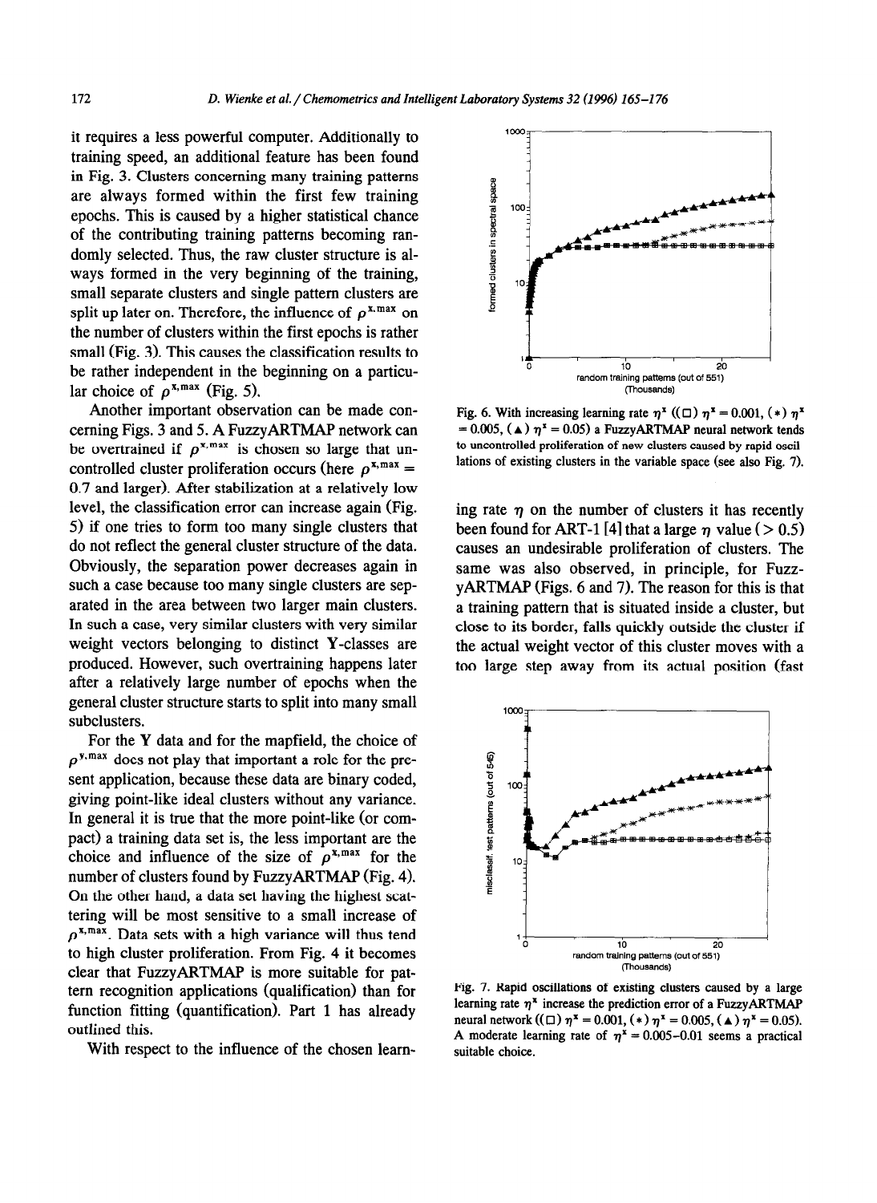it requires a less powerful computer. Additionally to training speed, an additional feature has been found in Fig. 3. Clusters concerning many training patterns are always formed within the first few training epochs. This is caused by a higher statistical chance of the contributing training patterns becoming randomly selected. Thus, the raw cluster structure is always formed in the very beginning of the training, small separate clusters and single pattern clusters are split up later on. Therefore, the influence of $\rho^{x,\max}$ on the number of clusters within the first epochs is rather small (Fig. 3). This causes the classification results to be rather independent in the beginning on a particular choice of $\rho^{x,\max}$ (Fig. 5).

Another important observation can be made concerning Figs. 3 and 5. A FuzzyARTMAP network can be overtrained if $\rho^{x,\max}$ is chosen so large that uncontrolled cluster proliferation occurs (here $\rho^{x,\max} = 0.7$ and larger). After stabilization at a relatively low level, the classification error can increase again (Fig. 5) if one tries to form too many single clusters that do not reflect the general cluster structure of the data. Obviously, the separation power decreases again in such a case because too many single clusters are separated in the area between two larger main clusters. In such a case, very similar clusters with very similar weight vectors belonging to distinct Y-classes are produced. However, such overtraining happens later after a relatively large number of epochs when the general cluster structure starts to split into many small subclusters.

For the Y data and for the mapfield, the choice of $\rho^{y,\max}$ does not play that important a role for the present application, because these data are binary coded, giving point-like ideal clusters without any variance. In general it is true that the more point-like (or compact) a training data set is, the less important are the choice and influence of the size of $\rho^{x,\max}$ for the number of clusters found by FuzzyARTMAP (Fig. 4). On the other hand, a data set having the highest scattering will be most sensitive to a small increase of $\rho^{x,\max}$. Data sets with a high variance will thus tend to high cluster proliferation. From Fig. 4 it becomes clear that FuzzyARTMAP is more suitable for pattern recognition applications (qualification) than for function fitting (quantification). Part 1 has already outlined this.

With respect to the influence of the chosen learning rate $\eta$ on the number of clusters it has recently been found for ART-1 [4] that a large $\eta$ value ($> 0.5$) causes an undesirable proliferation of clusters. The same was also observed, in principle, for FuzzyARTMAP (Figs. 6 and 7). The reason for this is that a training pattern that is situated inside a cluster, but close to its border, falls quickly outside the cluster if the actual weight vector of this cluster moves with a too large step away from its actual position (fast

Fig. 6. With increasing learning rate $\eta^x$ ((□) $\eta^x = 0.001$, (*) $\eta^x = 0.005$, (▲) $\eta^x = 0.05$) a FuzzyARTMAP neural network tends to uncontrolled proliferation of new clusters caused by rapid oscillations of existing clusters in the variable space (see also Fig. 7).

Fig. 7. Rapid oscillations of existing clusters caused by a large learning rate $\eta^x$ increase the prediction error of a FuzzyARTMAP neural network ((□) $\eta^x = 0.001$, (*) $\eta^x = 0.005$, (▲) $\eta^x = 0.05$). A moderate learning rate of $\eta^x = 0.005$–$0.01$ seems a practical suitable choice.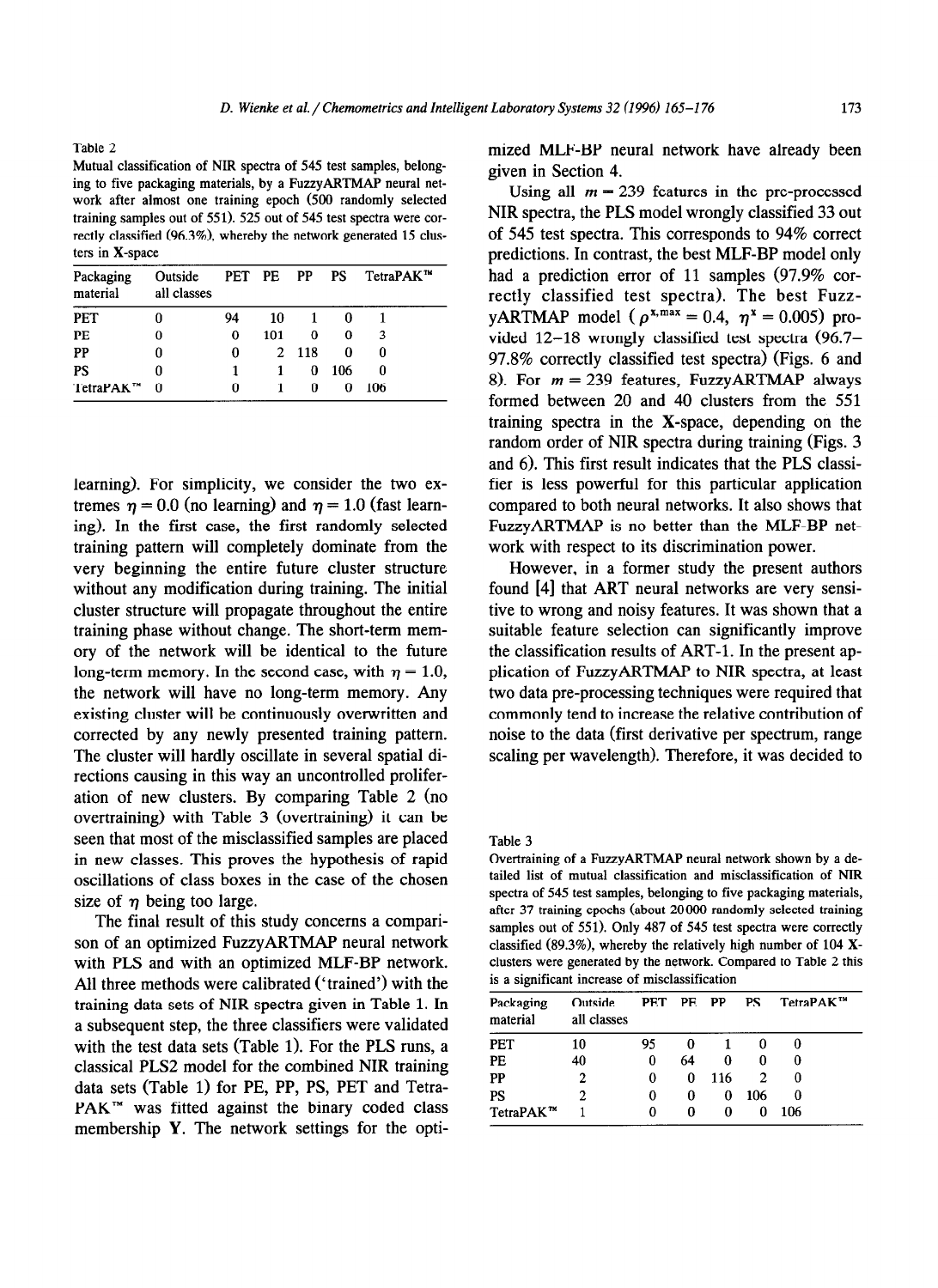Table 2

Mutual classification of NIR spectra of 545 test samples, belonging to five packaging materials, by a FuzzyARTMAP neural network after almost one training epoch (500 randomly selected training samples out of 551). 525 out of 545 test spectra were correctly classified (96.3%), whereby the network generated 15 clusters in **X**-space

| Packaging material | Outside all classes | PET | PE | PP | PS | TetraPAK™ |
|---|---|---|---|---|---|---|
| PET | 0 | 94 | 10 | 1 | 0 | 1 |
| PE | 0 | 0 | 101 | 0 | 0 | 3 |
| PP | 0 | 0 | 2 | 118 | 0 | 0 |
| PS | 0 | 1 | 1 | 0 | 106 | 0 |
| TetraPAK™ | 0 | 0 | 1 | 0 | 0 | 106 |

learning). For simplicity, we consider the two extremes $\eta = 0.0$ (no learning) and $\eta = 1.0$ (fast learning). In the first case, the first randomly selected training pattern will completely dominate from the very beginning the entire future cluster structure without any modification during training. The initial cluster structure will propagate throughout the entire training phase without change. The short-term memory of the network will be identical to the future long-term memory. In the second case, with $\eta = 1.0$, the network will have no long-term memory. Any existing cluster will be continuously overwritten and corrected by any newly presented training pattern. The cluster will hardly oscillate in several spatial directions causing in this way an uncontrolled proliferation of new clusters. By comparing Table 2 (no overtraining) with Table 3 (overtraining) it can be seen that most of the misclassified samples are placed in new classes. This proves the hypothesis of rapid oscillations of class boxes in the case of the chosen size of $\eta$ being too large.

The final result of this study concerns a comparison of an optimized FuzzyARTMAP neural network with PLS and with an optimized MLF-BP network. All three methods were calibrated ('trained') with the training data sets of NIR spectra given in Table 1. In a subsequent step, the three classifiers were validated with the test data sets (Table 1). For the PLS runs, a classical PLS2 model for the combined NIR training data sets (Table 1) for PE, PP, PS, PET and TetraPAK™ was fitted against the binary coded class membership **Y**. The network settings for the optimized MLF-BP neural network have already been given in Section 4.

Using all $m = 239$ features in the pre-processed NIR spectra, the PLS model wrongly classified 33 out of 545 test spectra. This corresponds to 94% correct predictions. In contrast, the best MLF-BP model only had a prediction error of 11 samples (97.9% correctly classified test spectra). The best FuzzyARTMAP model ($\rho^{x,\max} = 0.4$, $\eta^{x} = 0.005$) provided 12–18 wrongly classified test spectra (96.7–97.8% correctly classified test spectra) (Figs. 6 and 8). For $m = 239$ features, FuzzyARTMAP always formed between 20 and 40 clusters from the 551 training spectra in the **X**-space, depending on the random order of NIR spectra during training (Figs. 3 and 6). This first result indicates that the PLS classifier is less powerful for this particular application compared to both neural networks. It also shows that FuzzyARTMAP is no better than the MLF-BP network with respect to its discrimination power.

However, in a former study the present authors found [4] that ART neural networks are very sensitive to wrong and noisy features. It was shown that a suitable feature selection can significantly improve the classification results of ART-1. In the present application of FuzzyARTMAP to NIR spectra, at least two data pre-processing techniques were required that commonly tend to increase the relative contribution of noise to the data (first derivative per spectrum, range scaling per wavelength). Therefore, it was decided to

Table 3

Overtraining of a FuzzyARTMAP neural network shown by a detailed list of mutual classification and misclassification of NIR spectra of 545 test samples, belonging to five packaging materials, after 37 training epochs (about 20000 randomly selected training samples out of 551). Only 487 of 545 test spectra were correctly classified (89.3%), whereby the relatively high number of 104 **X**-clusters were generated by the network. Compared to Table 2 this is a significant increase of misclassification

| Packaging material | Outside all classes | PET | PE | PP | PS | TetraPAK™ |
|---|---|---|---|---|---|---|
| PET | 10 | 95 | 0 | 1 | 0 | 0 |
| PE | 40 | 0 | 64 | 0 | 0 | 0 |
| PP | 2 | 0 | 0 | 116 | 2 | 0 |
| PS | 2 | 0 | 0 | 0 | 106 | 0 |
| TetraPAK™ | 1 | 0 | 0 | 0 | 0 | 106 |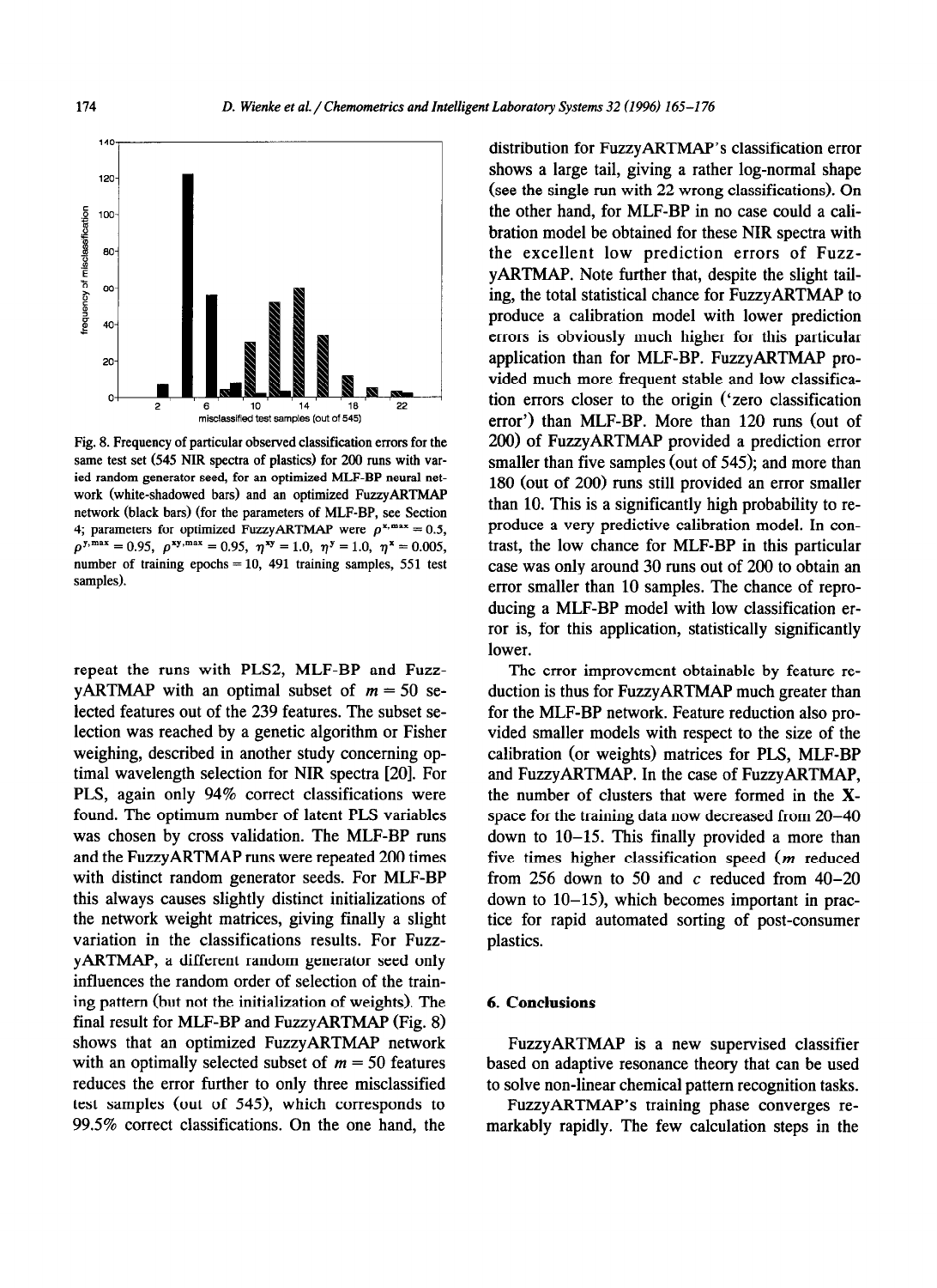Fig. 8. Frequency of particular observed classification errors for the same test set (545 NIR spectra of plastics) for 200 runs with varied random generator seed, for an optimized MLF-BP neural network (white-shadowed bars) and an optimized FuzzyARTMAP network (black bars) (for the parameters of MLF-BP, see Section 4; parameters for optimized FuzzyARTMAP were $\rho^{x,\max} = 0.5$, $\rho^{y,\max} = 0.95$, $\rho^{xy,\max} = 0.95$, $\eta^{xy} = 1.0$, $\eta^{y} = 1.0$, $\eta^{x} = 0.005$, number of training epochs = 10, 491 training samples, 551 test samples).

repeat the runs with PLS2, MLF-BP and FuzzyARTMAP with an optimal subset of $m = 50$ selected features out of the 239 features. The subset selection was reached by a genetic algorithm or Fisher weighing, described in another study concerning optimal wavelength selection for NIR spectra [20]. For PLS, again only 94% correct classifications were found. The optimum number of latent PLS variables was chosen by cross validation. The MLF-BP runs and the FuzzyARTMAP runs were repeated 200 times with distinct random generator seeds. For MLF-BP this always causes slightly distinct initializations of the network weight matrices, giving finally a slight variation in the classifications results. For FuzzyARTMAP, a different random generator seed only influences the random order of selection of the training pattern (but not the initialization of weights). The final result for MLF-BP and FuzzyARTMAP (Fig. 8) shows that an optimized FuzzyARTMAP network with an optimally selected subset of $m = 50$ features reduces the error further to only three misclassified test samples (out of 545), which corresponds to 99.5% correct classifications. On the one hand, the distribution for FuzzyARTMAP's classification error shows a large tail, giving a rather log-normal shape (see the single run with 22 wrong classifications). On the other hand, for MLF-BP in no case could a calibration model be obtained for these NIR spectra with the excellent low prediction errors of FuzzyARTMAP. Note further that, despite the slight tailing, the total statistical chance for FuzzyARTMAP to produce a calibration model with lower prediction errors is obviously much higher for this particular application than for MLF-BP. FuzzyARTMAP provided much more frequent stable and low classification errors closer to the origin ('zero classification error') than MLF-BP. More than 120 runs (out of 200) of FuzzyARTMAP provided a prediction error smaller than five samples (out of 545); and more than 180 (out of 200) runs still provided an error smaller than 10. This is a significantly high probability to reproduce a very predictive calibration model. In contrast, the low chance for MLF-BP in this particular case was only around 30 runs out of 200 to obtain an error smaller than 10 samples. The chance of reproducing a MLF-BP model with low classification error is, for this application, statistically significantly lower.

The error improvement obtainable by feature reduction is thus for FuzzyARTMAP much greater than for the MLF-BP network. Feature reduction also provided smaller models with respect to the size of the calibration (or weights) matrices for PLS, MLF-BP and FuzzyARTMAP. In the case of FuzzyARTMAP, the number of clusters that were formed in the **X**-space for the training data now decreased from 20–40 down to 10–15. This finally provided a more than five times higher classification speed ($m$ reduced from 256 down to 50 and $c$ reduced from 40–20 down to 10–15), which becomes important in practice for rapid automated sorting of post-consumer plastics.

## 6. Conclusions

FuzzyARTMAP is a new supervised classifier based on adaptive resonance theory that can be used to solve non-linear chemical pattern recognition tasks.

FuzzyARTMAP's training phase converges remarkably rapidly. The few calculation steps in the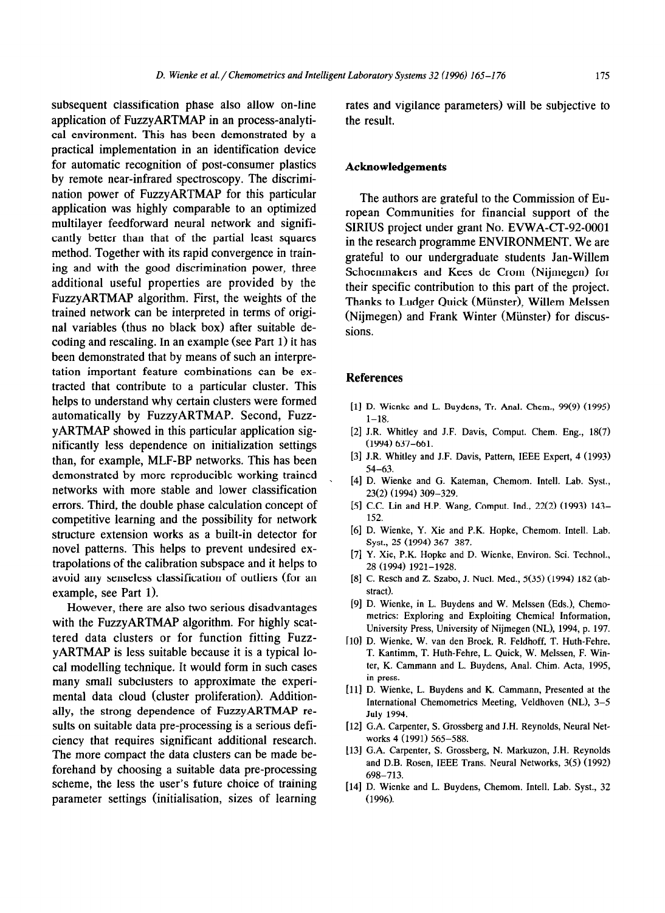subsequent classification phase also allow on-line application of FuzzyARTMAP in an process-analytical environment. This has been demonstrated by a practical implementation in an identification device for automatic recognition of post-consumer plastics by remote near-infrared spectroscopy. The discrimination power of FuzzyARTMAP for this particular application was highly comparable to an optimized multilayer feedforward neural network and significantly better than that of the partial least squares method. Together with its rapid convergence in training and with the good discrimination power, three additional useful properties are provided by the FuzzyARTMAP algorithm. First, the weights of the trained network can be interpreted in terms of original variables (thus no black box) after suitable decoding and rescaling. In an example (see Part 1) it has been demonstrated that by means of such an interpretation important feature combinations can be extracted that contribute to a particular cluster. This helps to understand why certain clusters were formed automatically by FuzzyARTMAP. Second, FuzzyARTMAP showed in this particular application significantly less dependence on initialization settings than, for example, MLF-BP networks. This has been demonstrated by more reproducible working trained networks with more stable and lower classification errors. Third, the double phase calculation concept of competitive learning and the possibility for network structure extension works as a built-in detector for novel patterns. This helps to prevent undesired extrapolations of the calibration subspace and it helps to avoid any senseless classification of outliers (for an example, see Part 1).

However, there are also two serious disadvantages with the FuzzyARTMAP algorithm. For highly scattered data clusters or for function fitting FuzzyARTMAP is less suitable because it is a typical local modelling technique. It would form in such cases many small subclusters to approximate the experimental data cloud (cluster proliferation). Additionally, the strong dependence of FuzzyARTMAP results on suitable data pre-processing is a serious deficiency that requires significant additional research. The more compact the data clusters can be made beforehand by choosing a suitable data pre-processing scheme, the less the user's future choice of training parameter settings (initialisation, sizes of learning rates and vigilance parameters) will be subjective to the result.

### Acknowledgements

The authors are grateful to the Commission of European Communities for financial support of the SIRIUS project under grant No. EVWA-CT-92-0001 in the research programme ENVIRONMENT. We are grateful to our undergraduate students Jan-Willem Schoenmakers and Kees de Crom (Nijmegen) for their specific contribution to this part of the project. Thanks to Ludger Quick (Münster), Willem Melssen (Nijmegen) and Frank Winter (Münster) for discussions.

### References

[1] D. Wienke and L. Buydens, Tr. Anal. Chem., 99(9) (1995) 1–18.

[2] J.R. Whitley and J.F. Davis, Comput. Chem. Eng., 18(7) (1994) 637–661.

[3] J.R. Whitley and J.F. Davis, Pattern, IEEE Expert, 4 (1993) 54–63.

[4] D. Wienke and G. Kateman, Chemom. Intell. Lab. Syst., 23(2) (1994) 309–329.

[5] C.C. Lin and H.P. Wang, Comput. Ind., 22(2) (1993) 143–152.

[6] D. Wienke, Y. Xie and P.K. Hopke, Chemom. Intell. Lab. Syst., 25 (1994) 367–387.

[7] Y. Xie, P.K. Hopke and D. Wienke, Environ. Sci. Technol., 28 (1994) 1921–1928.

[8] C. Resch and Z. Szabo, J. Nucl. Med., 5(35) (1994) 182 (abstract).

[9] D. Wienke, in L. Buydens and W. Melssen (Eds.), Chemometrics: Exploring and Exploiting Chemical Information, University Press, University of Nijmegen (NL), 1994, p. 197.

[10] D. Wienke, W. van den Broek, R. Feldhoff, T. Huth-Fehre, T. Kantimm, T. Huth-Fehre, L. Quick, W. Melssen, F. Winter, K. Cammann and L. Buydens, Anal. Chim. Acta, 1995, in press.

[11] D. Wienke, L. Buydens and K. Cammann, Presented at the International Chemometrics Meeting, Veldhoven (NL), 3–5 July 1994.

[12] G.A. Carpenter, S. Grossberg and J.H. Reynolds, Neural Networks 4 (1991) 565–588.

[13] G.A. Carpenter, S. Grossberg, N. Markuzon, J.H. Reynolds and D.B. Rosen, IEEE Trans. Neural Networks, 3(5) (1992) 698–713.

[14] D. Wienke and L. Buydens, Chemom. Intell. Lab. Syst., 32 (1996).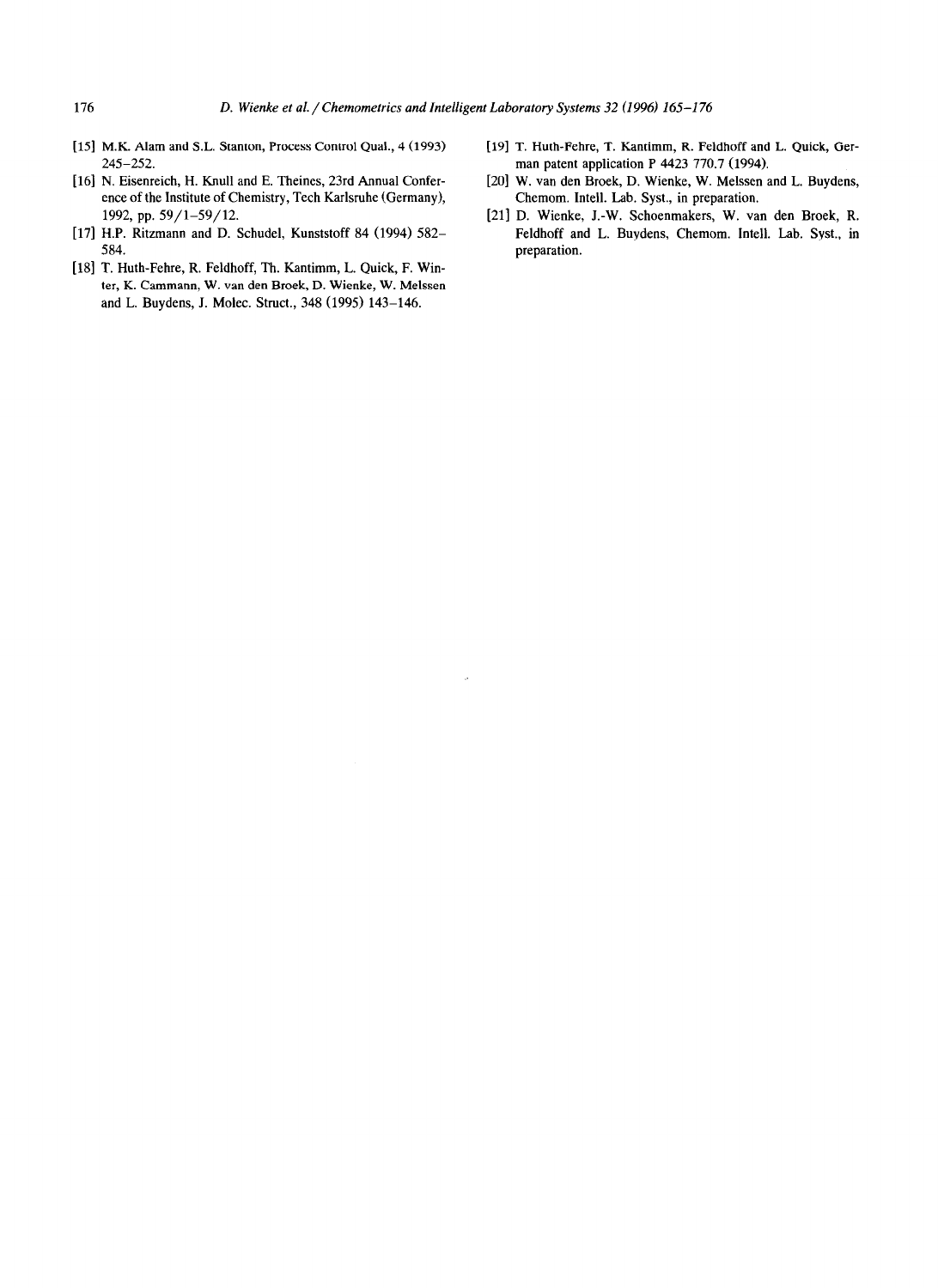[15] M.K. Alam and S.L. Stanton, Process Control Qual., 4 (1993) 245–252.

[16] N. Eisenreich, H. Knull and E. Theines, 23rd Annual Conference of the Institute of Chemistry, Tech Karlsruhe (Germany), 1992, pp. 59/1–59/12.

[17] H.P. Ritzmann and D. Schudel, Kunststoff 84 (1994) 582–584.

[18] T. Huth-Fehre, R. Feldhoff, Th. Kantimm, L. Quick, F. Winter, K. Cammann, W. van den Broek, D. Wienke, W. Melssen and L. Buydens, J. Molec. Struct., 348 (1995) 143–146.

[19] T. Huth-Fehre, T. Kantimm, R. Feldhoff and L. Quick, German patent application P 4423 770.7 (1994).

[20] W. van den Broek, D. Wienke, W. Melssen and L. Buydens, Chemom. Intell. Lab. Syst., in preparation.

[21] D. Wienke, J.-W. Schoenmakers, W. van den Broek, R. Feldhoff and L. Buydens, Chemom. Intell. Lab. Syst., in preparation.